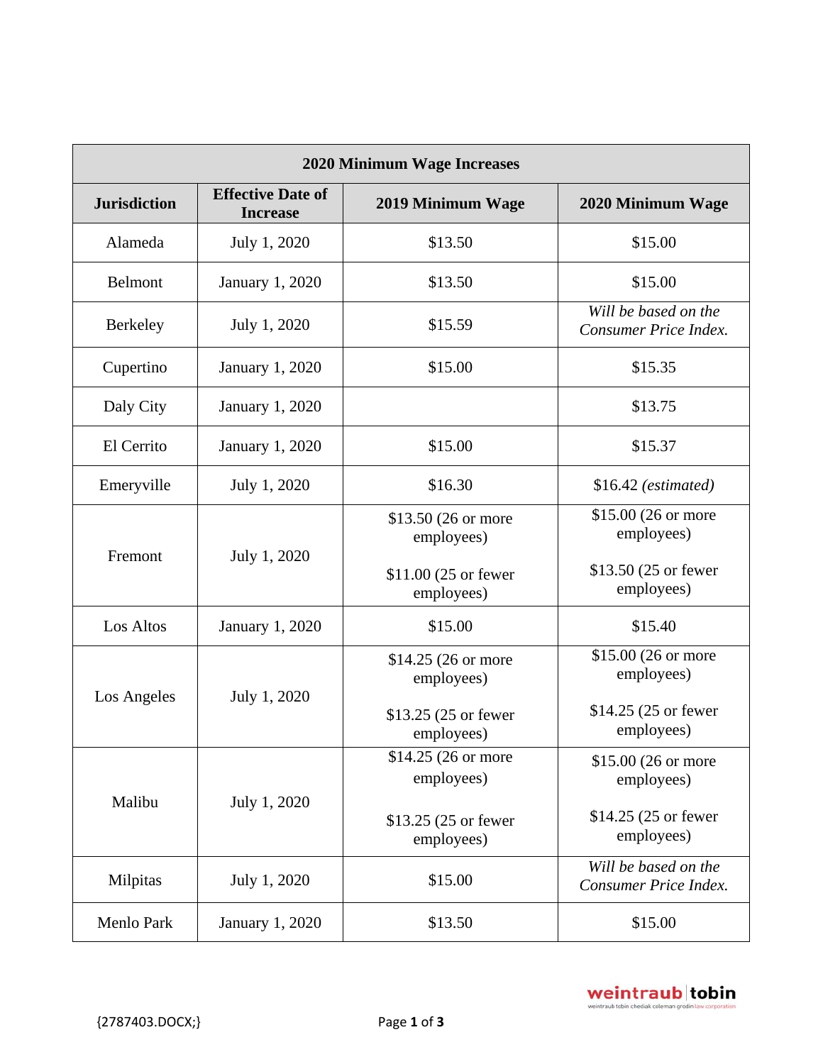| 2020 Minimum Wage Increases | | | |
|---|---|---|---|
| **Jurisdiction** | **Effective Date of Increase** | **2019 Minimum Wage** | **2020 Minimum Wage** |
| Alameda | July 1, 2020 | $13.50 | $15.00 |
| Belmont | January 1, 2020 | $13.50 | $15.00 |
| Berkeley | July 1, 2020 | $15.59 | *Will be based on the Consumer Price Index.* |
| Cupertino | January 1, 2020 | $15.00 | $15.35 |
| Daly City | January 1, 2020 | | $13.75 |
| El Cerrito | January 1, 2020 | $15.00 | $15.37 |
| Emeryville | July 1, 2020 | $16.30 | $16.42 *(estimated)* |
| Fremont | July 1, 2020 | $13.50 (26 or more employees)<br><br>$11.00 (25 or fewer employees) | $15.00 (26 or more employees)<br><br>$13.50 (25 or fewer employees) |
| Los Altos | January 1, 2020 | $15.00 | $15.40 |
| Los Angeles | July 1, 2020 | $14.25 (26 or more employees)<br><br>$13.25 (25 or fewer employees) | $15.00 (26 or more employees)<br><br>$14.25 (25 or fewer employees) |
| Malibu | July 1, 2020 | $14.25 (26 or more employees)<br><br>$13.25 (25 or fewer employees) | $15.00 (26 or more employees)<br><br>$14.25 (25 or fewer employees) |
| Milpitas | July 1, 2020 | $15.00 | *Will be based on the Consumer Price Index.* |
| Menlo Park | January 1, 2020 | $13.50 | $15.00 |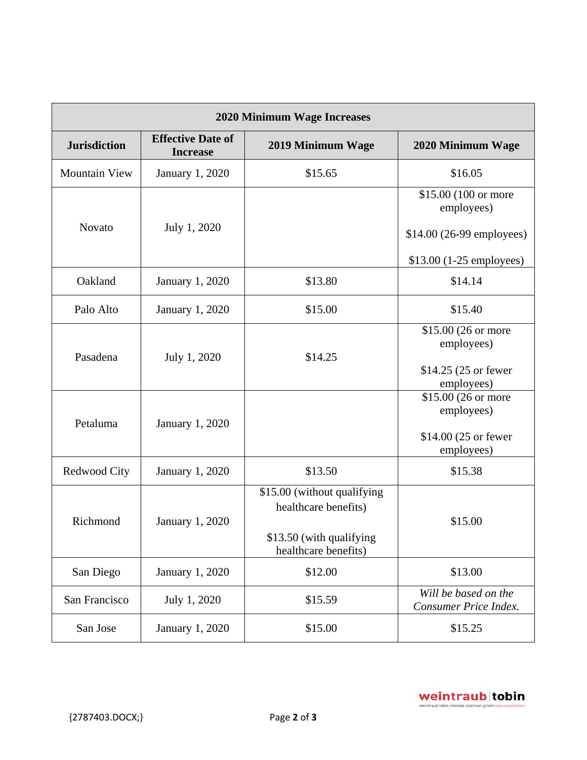| 2020 Minimum Wage Increases | | | |
|---|---|---|---|
| **Jurisdiction** | **Effective Date of Increase** | **2019 Minimum Wage** | **2020 Minimum Wage** |
| Mountain View | January 1, 2020 | $15.65 | $16.05 |
| Novato | July 1, 2020 | | $15.00 (100 or more employees)<br><br>$14.00 (26-99 employees)<br><br>$13.00 (1-25 employees) |
| Oakland | January 1, 2020 | $13.80 | $14.14 |
| Palo Alto | January 1, 2020 | $15.00 | $15.40 |
| Pasadena | July 1, 2020 | $14.25 | $15.00 (26 or more employees)<br><br>$14.25 (25 or fewer employees) |
| Petaluma | January 1, 2020 | | $15.00 (26 or more employees)<br><br>$14.00 (25 or fewer employees) |
| Redwood City | January 1, 2020 | $13.50 | $15.38 |
| Richmond | January 1, 2020 | $15.00 (without qualifying healthcare benefits)<br><br>$13.50 (with qualifying healthcare benefits) | $15.00 |
| San Diego | January 1, 2020 | $12.00 | $13.00 |
| San Francisco | July 1, 2020 | $15.59 | *Will be based on the Consumer Price Index.* |
| San Jose | January 1, 2020 | $15.00 | $15.25 |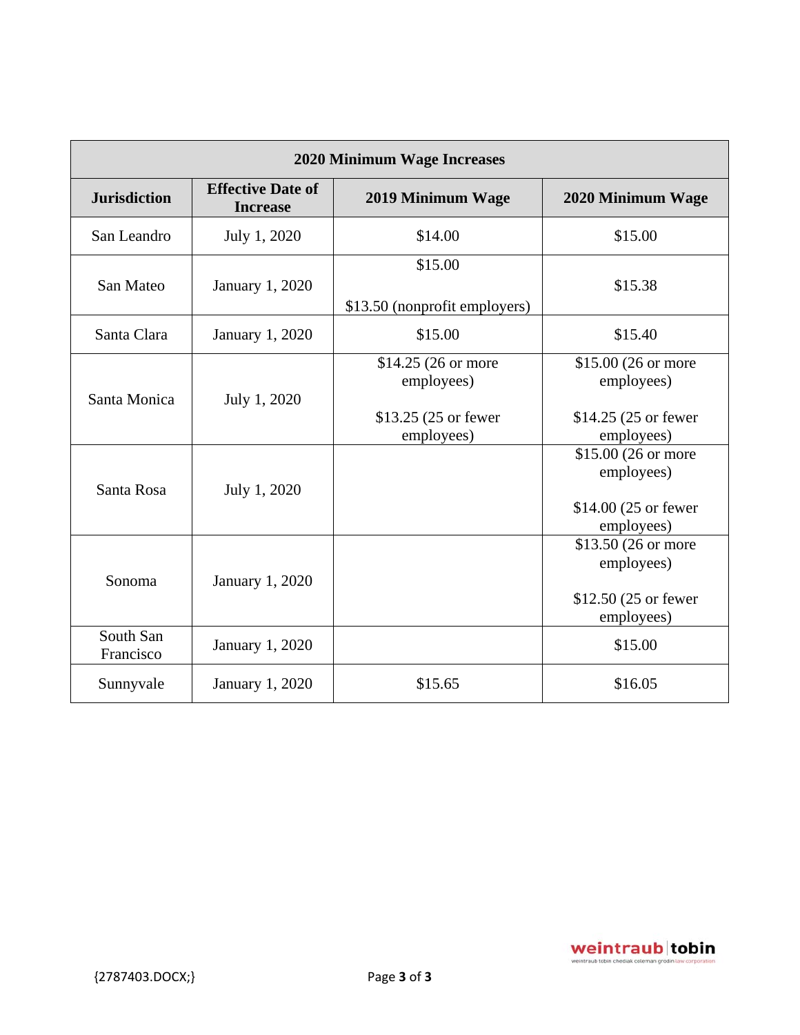| 2020 Minimum Wage Increases | | | |
|---|---|---|---|
| **Jurisdiction** | **Effective Date of Increase** | **2019 Minimum Wage** | **2020 Minimum Wage** |
| San Leandro | July 1, 2020 | $14.00 | $15.00 |
| San Mateo | January 1, 2020 | $15.00<br><br>$13.50 (nonprofit employers) | $15.38 |
| Santa Clara | January 1, 2020 | $15.00 | $15.40 |
| Santa Monica | July 1, 2020 | $14.25 (26 or more employees)<br><br>$13.25 (25 or fewer employees) | $15.00 (26 or more employees)<br><br>$14.25 (25 or fewer employees) |
| Santa Rosa | July 1, 2020 | | $15.00 (26 or more employees)<br><br>$14.00 (25 or fewer employees) |
| Sonoma | January 1, 2020 | | $13.50 (26 or more employees)<br><br>$12.50 (25 or fewer employees) |
| South San Francisco | January 1, 2020 | | $15.00 |
| Sunnyvale | January 1, 2020 | $15.65 | $16.05 |

{2787403.DOCX;}